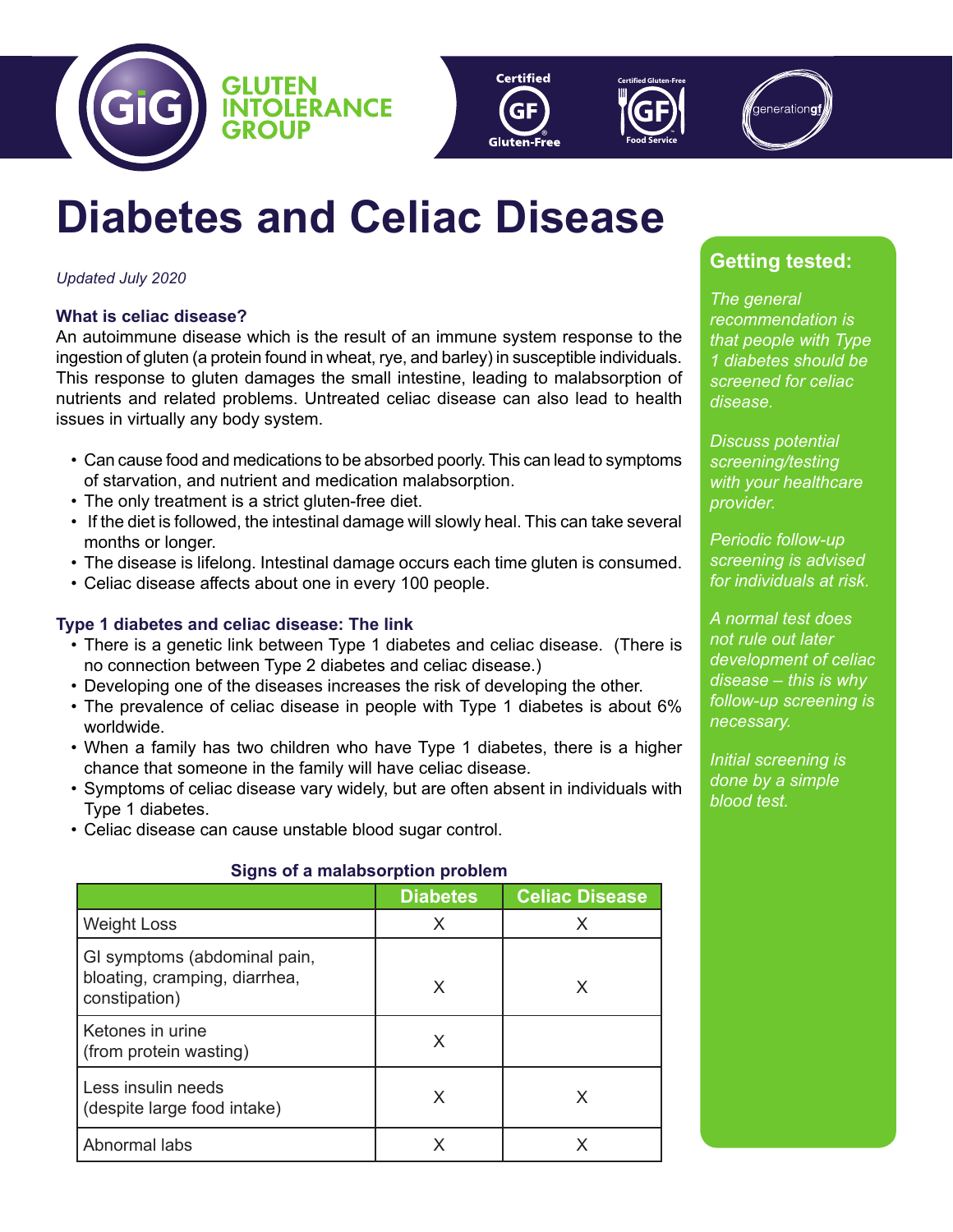GLUTEN INTOLERANCE GROUP

# Diabetes and Celiac Disease

*Updated July 2020*

### What is celiac disease?

An autoimmune disease which is the result of an immune system response to the ingestion of gluten (a protein found in wheat, rye, and barley) in susceptible individuals. This response to gluten damages the small intestine, leading to malabsorption of nutrients and related problems. Untreated celiac disease can also lead to health issues in virtually any body system.

- Can cause food and medications to be absorbed poorly. This can lead to symptoms of starvation, and nutrient and medication malabsorption.
- The only treatment is a strict gluten-free diet.
- If the diet is followed, the intestinal damage will slowly heal. This can take several months or longer.
- The disease is lifelong. Intestinal damage occurs each time gluten is consumed.
- Celiac disease affects about one in every 100 people.

### Type 1 diabetes and celiac disease: The link

- There is a genetic link between Type 1 diabetes and celiac disease. (There is no connection between Type 2 diabetes and celiac disease.)
- Developing one of the diseases increases the risk of developing the other.
- The prevalence of celiac disease in people with Type 1 diabetes is about 6% worldwide.
- When a family has two children who have Type 1 diabetes, there is a higher chance that someone in the family will have celiac disease.
- Symptoms of celiac disease vary widely, but are often absent in individuals with Type 1 diabetes.
- Celiac disease can cause unstable blood sugar control.

**Signs of a malabsorption problem**

| | Diabetes | Celiac Disease |
|---|---|---|
| Weight Loss | X | X |
| GI symptoms (abdominal pain, bloating, cramping, diarrhea, constipation) | X | X |
| Ketones in urine (from protein wasting) | X | |
| Less insulin needs (despite large food intake) | X | X |
| Abnormal labs | X | X |

## Getting tested:

*The general recommendation is that people with Type 1 diabetes should be screened for celiac disease.*

*Discuss potential screening/testing with your healthcare provider.*

*Periodic follow-up screening is advised for individuals at risk.*

*A normal test does not rule out later development of celiac disease – this is why follow-up screening is necessary.*

*Initial screening is done by a simple blood test.*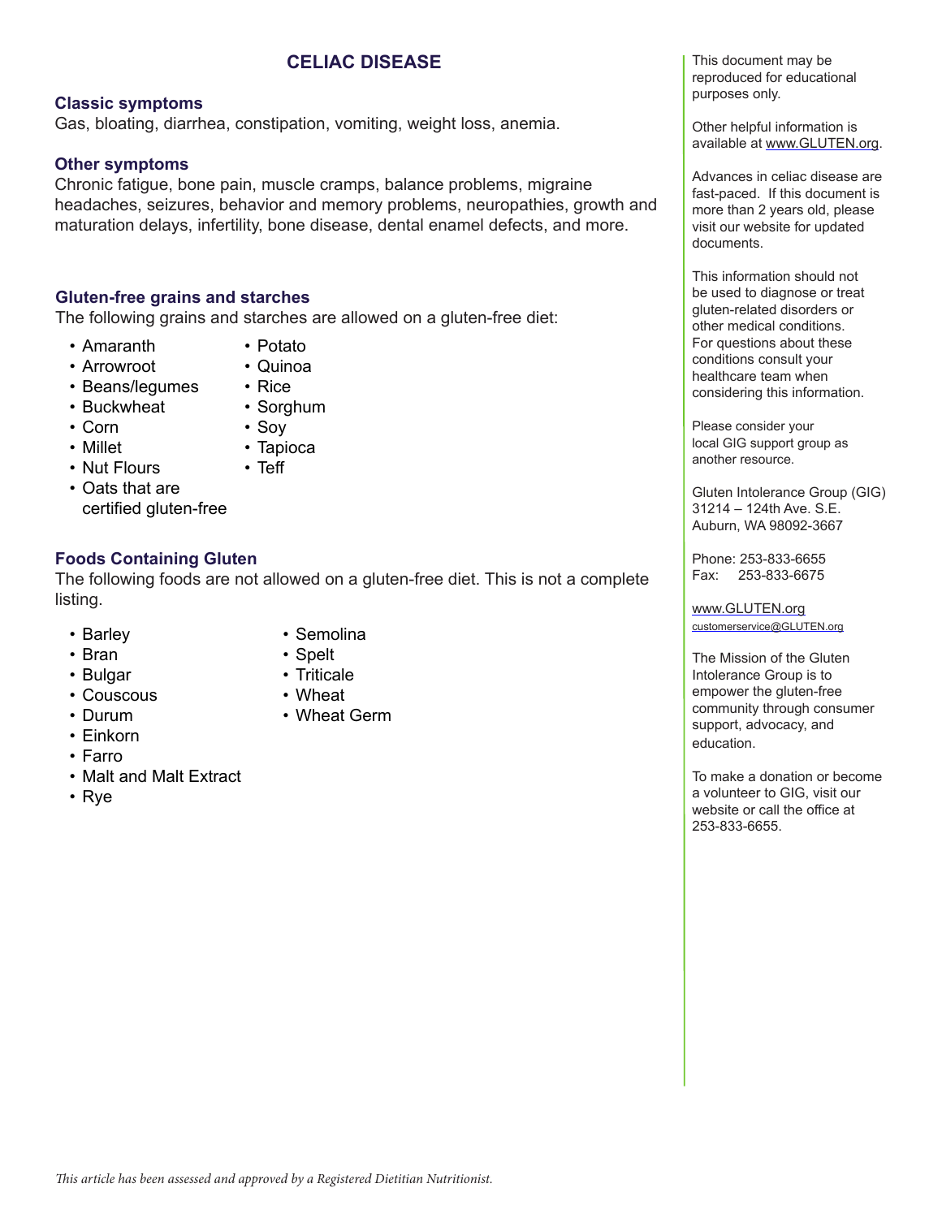# CELIAC DISEASE

### Classic symptoms

Gas, bloating, diarrhea, constipation, vomiting, weight loss, anemia.

### Other symptoms

Chronic fatigue, bone pain, muscle cramps, balance problems, migraine headaches, seizures, behavior and memory problems, neuropathies, growth and maturation delays, infertility, bone disease, dental enamel defects, and more.

### Gluten-free grains and starches

The following grains and starches are allowed on a gluten-free diet:

- Amaranth
- Arrowroot
- Beans/legumes
- Buckwheat
- Corn
- Millet
- Nut Flours
- Oats that are certified gluten-free
- Potato
- Quinoa
- Rice
- Sorghum
- Soy
- Tapioca
- Teff

### Foods Containing Gluten

The following foods are not allowed on a gluten-free diet. This is not a complete listing.

- Barley
- Bran
- Bulgar
- Couscous
- Durum
- Einkorn
- Farro
- Malt and Malt Extract
- Rye
- Semolina
- Spelt
- Triticale
- Wheat
- Wheat Germ

This document may be reproduced for educational purposes only.

Other helpful information is available at www.GLUTEN.org.

Advances in celiac disease are fast-paced. If this document is more than 2 years old, please visit our website for updated documents.

This information should not be used to diagnose or treat gluten-related disorders or other medical conditions. For questions about these conditions consult your healthcare team when considering this information.

Please consider your local GIG support group as another resource.

Gluten Intolerance Group (GIG)
31214 – 124th Ave. S.E.
Auburn, WA 98092-3667

Phone: 253-833-6655
Fax: 253-833-6675

www.GLUTEN.org
customerservice@GLUTEN.org

The Mission of the Gluten Intolerance Group is to empower the gluten-free community through consumer support, advocacy, and education.

To make a donation or become a volunteer to GIG, visit our website or call the office at 253-833-6655.

*This article has been assessed and approved by a Registered Dietitian Nutritionist.*